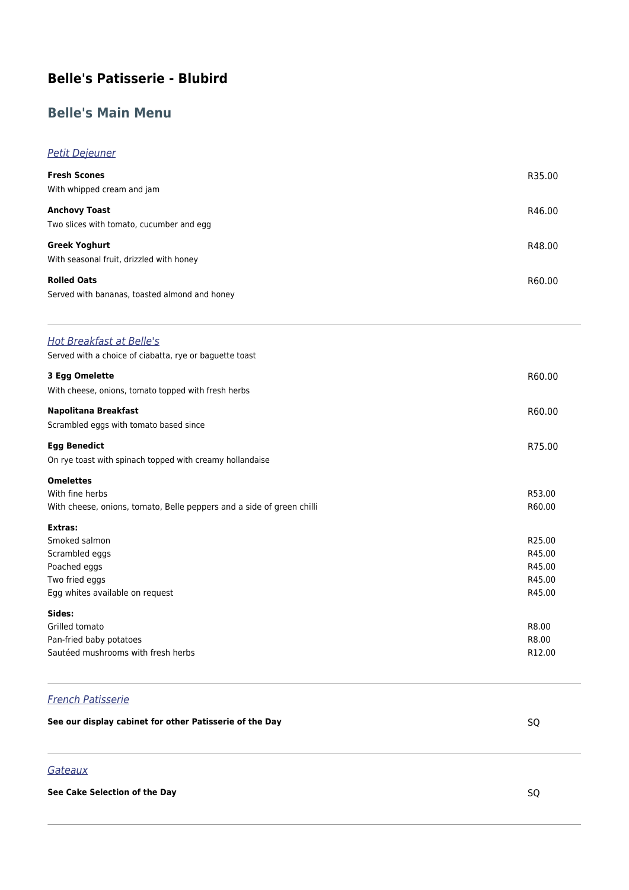# Belle's Patisserie - Blubird

## Belle's Main Menu

### *Petit Dejeuner*

**Fresh Scones** R35.00
With whipped cream and jam

**Anchovy Toast** R46.00
Two slices with tomato, cucumber and egg

**Greek Yoghurt** R48.00
With seasonal fruit, drizzled with honey

**Rolled Oats** R60.00
Served with bananas, toasted almond and honey

---

### *Hot Breakfast at Belle's*

Served with a choice of ciabatta, rye or baguette toast

**3 Egg Omelette** R60.00
With cheese, onions, tomato topped with fresh herbs

**Napolitana Breakfast** R60.00
Scrambled eggs with tomato based since

**Egg Benedict** R75.00
On rye toast with spinach topped with creamy hollandaise

**Omelettes**
With fine herbs R53.00
With cheese, onions, tomato, Belle peppers and a side of green chilli R60.00

**Extras:**
Smoked salmon R25.00
Scrambled eggs R45.00
Poached eggs R45.00
Two fried eggs R45.00
Egg whites available on request R45.00

**Sides:**
Grilled tomato R8.00
Pan-fried baby potatoes R8.00
Sautéed mushrooms with fresh herbs R12.00

---

### *French Patisserie*

**See our display cabinet for other Patisserie of the Day** SQ

---

### *Gateaux*

**See Cake Selection of the Day** SQ

---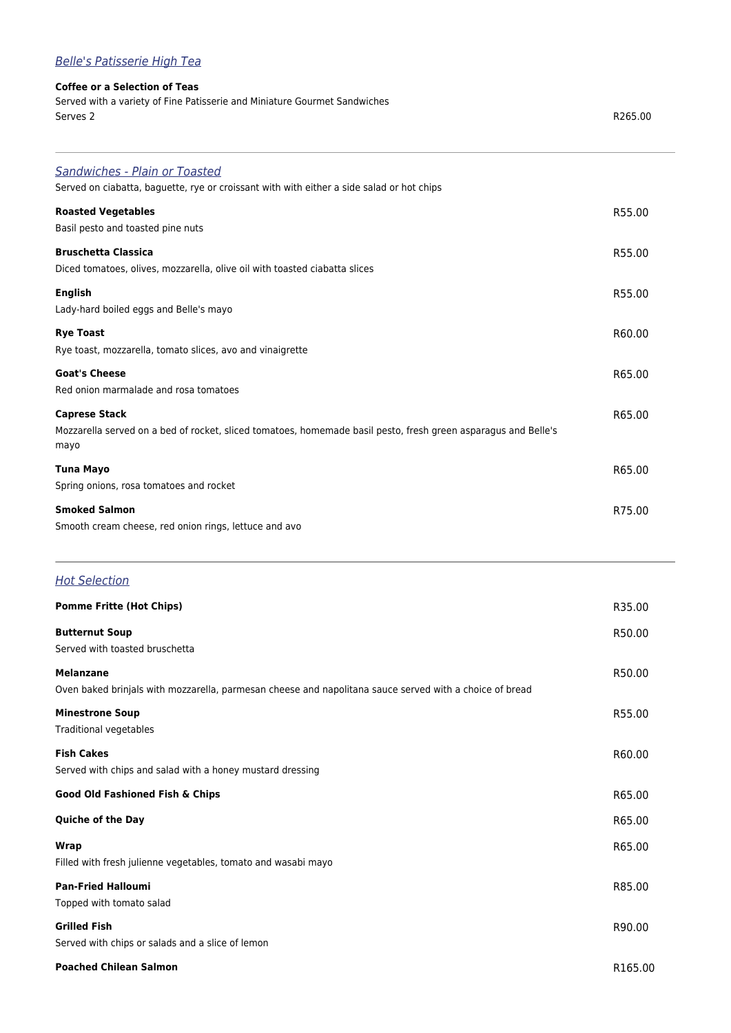## *Belle's Patisserie High Tea*

**Coffee or a Selection of Teas**
Served with a variety of Fine Patisserie and Miniature Gourmet Sandwiches
Serves 2 — R265.00

---

## *Sandwiches - Plain or Toasted*

Served on ciabatta, baguette, rye or croissant with with either a side salad or hot chips

**Roasted Vegetables** — R55.00
Basil pesto and toasted pine nuts

**Bruschetta Classica** — R55.00
Diced tomatoes, olives, mozzarella, olive oil with toasted ciabatta slices

**English** — R55.00
Lady-hard boiled eggs and Belle's mayo

**Rye Toast** — R60.00
Rye toast, mozzarella, tomato slices, avo and vinaigrette

**Goat's Cheese** — R65.00
Red onion marmalade and rosa tomatoes

**Caprese Stack** — R65.00
Mozzarella served on a bed of rocket, sliced tomatoes, homemade basil pesto, fresh green asparagus and Belle's mayo

**Tuna Mayo** — R65.00
Spring onions, rosa tomatoes and rocket

**Smoked Salmon** — R75.00
Smooth cream cheese, red onion rings, lettuce and avo

---

## *Hot Selection*

**Pomme Fritte (Hot Chips)** — R35.00

**Butternut Soup** — R50.00
Served with toasted bruschetta

**Melanzane** — R50.00
Oven baked brinjals with mozzarella, parmesan cheese and napolitana sauce served with a choice of bread

**Minestrone Soup** — R55.00
Traditional vegetables

**Fish Cakes** — R60.00
Served with chips and salad with a honey mustard dressing

**Good Old Fashioned Fish & Chips** — R65.00

**Quiche of the Day** — R65.00

**Wrap** — R65.00
Filled with fresh julienne vegetables, tomato and wasabi mayo

**Pan-Fried Halloumi** — R85.00
Topped with tomato salad

**Grilled Fish** — R90.00
Served with chips or salads and a slice of lemon

**Poached Chilean Salmon** — R165.00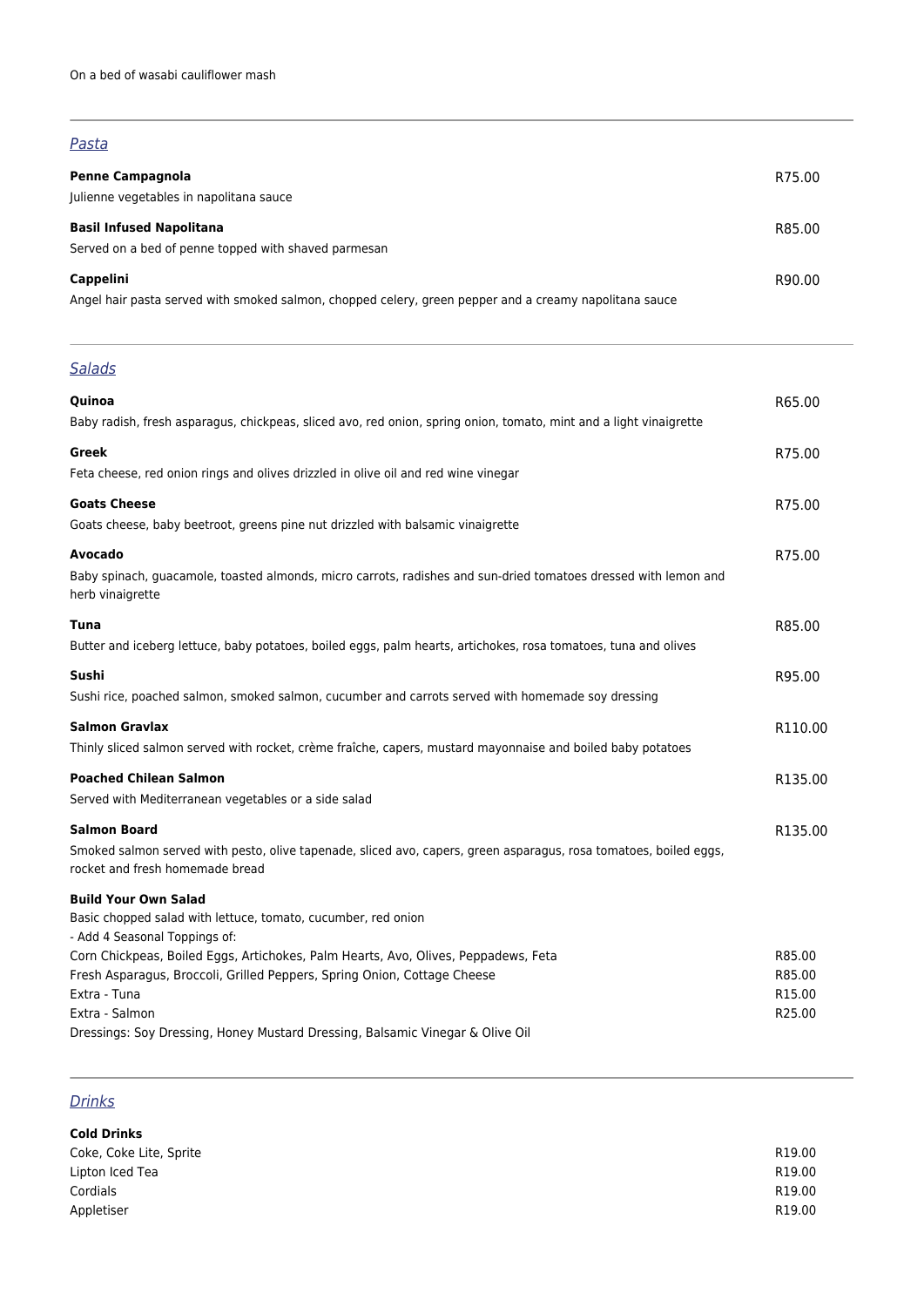On a bed of wasabi cauliflower mash

---

## *Pasta*

**Penne Campagnola** R75.00
Julienne vegetables in napolitana sauce

**Basil Infused Napolitana** R85.00
Served on a bed of penne topped with shaved parmesan

**Cappelini** R90.00
Angel hair pasta served with smoked salmon, chopped celery, green pepper and a creamy napolitana sauce

---

## *Salads*

**Quinoa** R65.00
Baby radish, fresh asparagus, chickpeas, sliced avo, red onion, spring onion, tomato, mint and a light vinaigrette

**Greek** R75.00
Feta cheese, red onion rings and olives drizzled in olive oil and red wine vinegar

**Goats Cheese** R75.00
Goats cheese, baby beetroot, greens pine nut drizzled with balsamic vinaigrette

**Avocado** R75.00
Baby spinach, guacamole, toasted almonds, micro carrots, radishes and sun-dried tomatoes dressed with lemon and herb vinaigrette

**Tuna** R85.00
Butter and iceberg lettuce, baby potatoes, boiled eggs, palm hearts, artichokes, rosa tomatoes, tuna and olives

**Sushi** R95.00
Sushi rice, poached salmon, smoked salmon, cucumber and carrots served with homemade soy dressing

**Salmon Gravlax** R110.00
Thinly sliced salmon served with rocket, crème fraîche, capers, mustard mayonnaise and boiled baby potatoes

**Poached Chilean Salmon** R135.00
Served with Mediterranean vegetables or a side salad

**Salmon Board** R135.00
Smoked salmon served with pesto, olive tapenade, sliced avo, capers, green asparagus, rosa tomatoes, boiled eggs, rocket and fresh homemade bread

**Build Your Own Salad**
Basic chopped salad with lettuce, tomato, cucumber, red onion
- Add 4 Seasonal Toppings of:

Corn Chickpeas, Boiled Eggs, Artichokes, Palm Hearts, Avo, Olives, Peppadews, Feta R85.00
Fresh Asparagus, Broccoli, Grilled Peppers, Spring Onion, Cottage Cheese R85.00
Extra - Tuna R15.00
Extra - Salmon R25.00
Dressings: Soy Dressing, Honey Mustard Dressing, Balsamic Vinegar & Olive Oil

---

## *Drinks*

**Cold Drinks**

Coke, Coke Lite, Sprite R19.00
Lipton Iced Tea R19.00
Cordials R19.00
Appletiser R19.00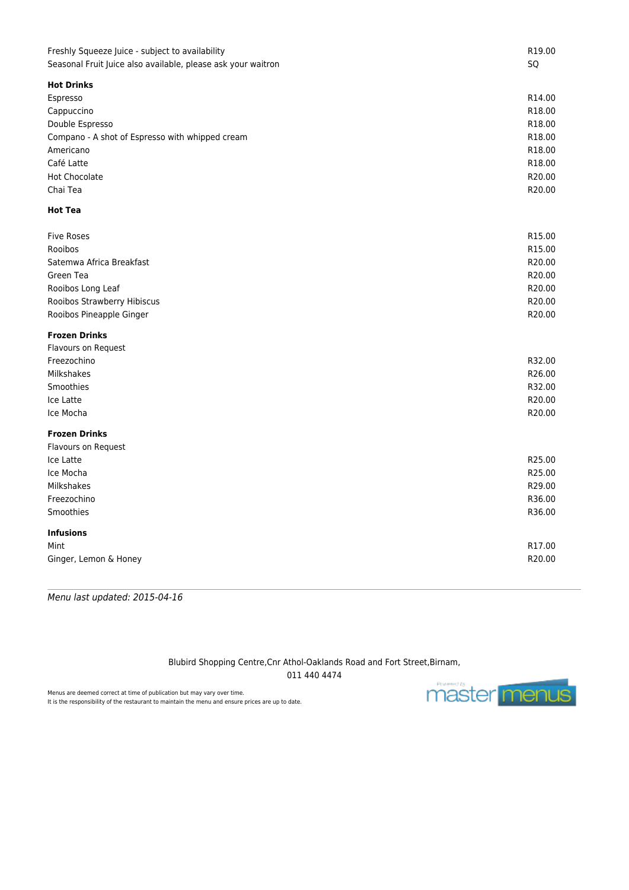| | |
|---|---|
| Freshly Squeeze Juice - subject to availability | R19.00 |
| Seasonal Fruit Juice also available, please ask your waitron | SQ |

**Hot Drinks**

| | |
|---|---|
| Espresso | R14.00 |
| Cappuccino | R18.00 |
| Double Espresso | R18.00 |
| Compano - A shot of Espresso with whipped cream | R18.00 |
| Americano | R18.00 |
| Café Latte | R18.00 |
| Hot Chocolate | R20.00 |
| Chai Tea | R20.00 |

**Hot Tea**

| | |
|---|---|
| Five Roses | R15.00 |
| Rooibos | R15.00 |
| Satemwa Africa Breakfast | R20.00 |
| Green Tea | R20.00 |
| Rooibos Long Leaf | R20.00 |
| Rooibos Strawberry Hibiscus | R20.00 |
| Rooibos Pineapple Ginger | R20.00 |

**Frozen Drinks**

Flavours on Request

| | |
|---|---|
| Freezochino | R32.00 |
| Milkshakes | R26.00 |
| Smoothies | R32.00 |
| Ice Latte | R20.00 |
| Ice Mocha | R20.00 |

**Frozen Drinks**

Flavours on Request

| | |
|---|---|
| Ice Latte | R25.00 |
| Ice Mocha | R25.00 |
| Milkshakes | R29.00 |
| Freezochino | R36.00 |
| Smoothies | R36.00 |

**Infusions**

| | |
|---|---|
| Mint | R17.00 |
| Ginger, Lemon & Honey | R20.00 |

---

*Menu last updated: 2015-04-16*

Blubird Shopping Centre,Cnr Athol-Oaklands Road and Fort Street,Birnam,
011 440 4474

Menus are deemed correct at time of publication but may vary over time.
It is the responsibility of the restaurant to maintain the menu and ensure prices are up to date.